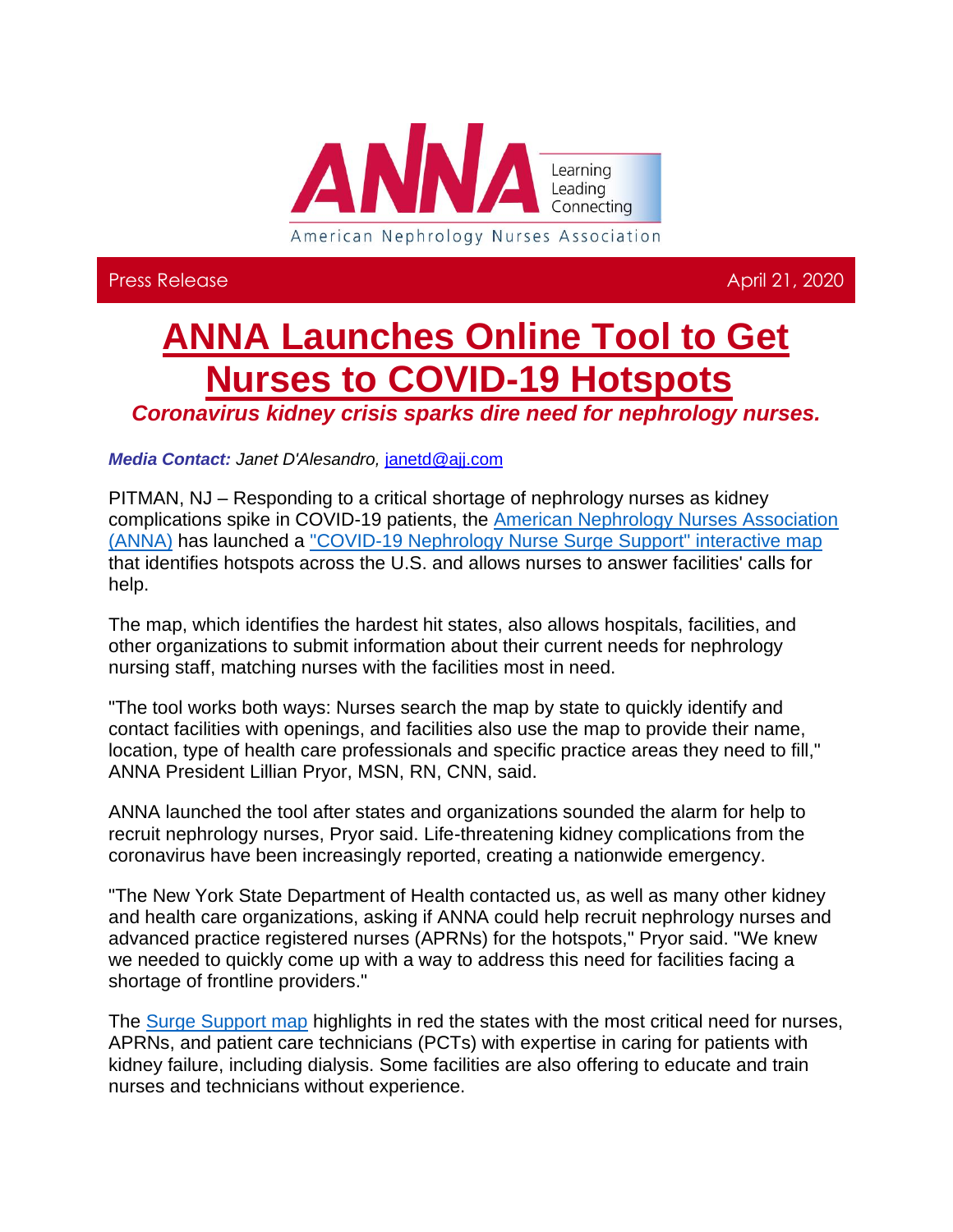ANNA Learning Leading Connecting

American Nephrology Nurses Association

Press Release April 21, 2020

# ANNA Launches Online Tool to Get Nurses to COVID-19 Hotspots

***Coronavirus kidney crisis sparks dire need for nephrology nurses.***

***Media Contact:*** *Janet D'Alesandro,* janetd@ajj.com

PITMAN, NJ – Responding to a critical shortage of nephrology nurses as kidney complications spike in COVID-19 patients, the American Nephrology Nurses Association (ANNA) has launched a "COVID-19 Nephrology Nurse Surge Support" interactive map that identifies hotspots across the U.S. and allows nurses to answer facilities' calls for help.

The map, which identifies the hardest hit states, also allows hospitals, facilities, and other organizations to submit information about their current needs for nephrology nursing staff, matching nurses with the facilities most in need.

"The tool works both ways: Nurses search the map by state to quickly identify and contact facilities with openings, and facilities also use the map to provide their name, location, type of health care professionals and specific practice areas they need to fill," ANNA President Lillian Pryor, MSN, RN, CNN, said.

ANNA launched the tool after states and organizations sounded the alarm for help to recruit nephrology nurses, Pryor said. Life-threatening kidney complications from the coronavirus have been increasingly reported, creating a nationwide emergency.

"The New York State Department of Health contacted us, as well as many other kidney and health care organizations, asking if ANNA could help recruit nephrology nurses and advanced practice registered nurses (APRNs) for the hotspots," Pryor said. "We knew we needed to quickly come up with a way to address this need for facilities facing a shortage of frontline providers."

The Surge Support map highlights in red the states with the most critical need for nurses, APRNs, and patient care technicians (PCTs) with expertise in caring for patients with kidney failure, including dialysis. Some facilities are also offering to educate and train nurses and technicians without experience.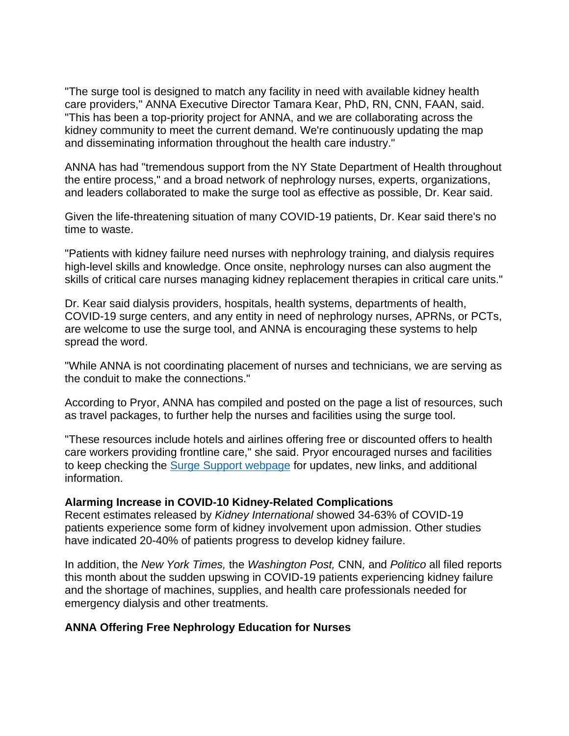"The surge tool is designed to match any facility in need with available kidney health care providers," ANNA Executive Director Tamara Kear, PhD, RN, CNN, FAAN, said. "This has been a top-priority project for ANNA, and we are collaborating across the kidney community to meet the current demand. We're continuously updating the map and disseminating information throughout the health care industry."

ANNA has had "tremendous support from the NY State Department of Health throughout the entire process," and a broad network of nephrology nurses, experts, organizations, and leaders collaborated to make the surge tool as effective as possible, Dr. Kear said.

Given the life-threatening situation of many COVID-19 patients, Dr. Kear said there's no time to waste.

"Patients with kidney failure need nurses with nephrology training, and dialysis requires high-level skills and knowledge. Once onsite, nephrology nurses can also augment the skills of critical care nurses managing kidney replacement therapies in critical care units."

Dr. Kear said dialysis providers, hospitals, health systems, departments of health, COVID-19 surge centers, and any entity in need of nephrology nurses, APRNs, or PCTs, are welcome to use the surge tool, and ANNA is encouraging these systems to help spread the word.

"While ANNA is not coordinating placement of nurses and technicians, we are serving as the conduit to make the connections."

According to Pryor, ANNA has compiled and posted on the page a list of resources, such as travel packages, to further help the nurses and facilities using the surge tool.

"These resources include hotels and airlines offering free or discounted offers to health care workers providing frontline care," she said. Pryor encouraged nurses and facilities to keep checking the [Surge Support webpage] for updates, new links, and additional information.

**Alarming Increase in COVID-10 Kidney-Related Complications**

Recent estimates released by *Kidney International* showed 34-63% of COVID-19 patients experience some form of kidney involvement upon admission. Other studies have indicated 20-40% of patients progress to develop kidney failure.

In addition, the *New York Times,* the *Washington Post,* CNN*,* and *Politico* all filed reports this month about the sudden upswing in COVID-19 patients experiencing kidney failure and the shortage of machines, supplies, and health care professionals needed for emergency dialysis and other treatments.

**ANNA Offering Free Nephrology Education for Nurses**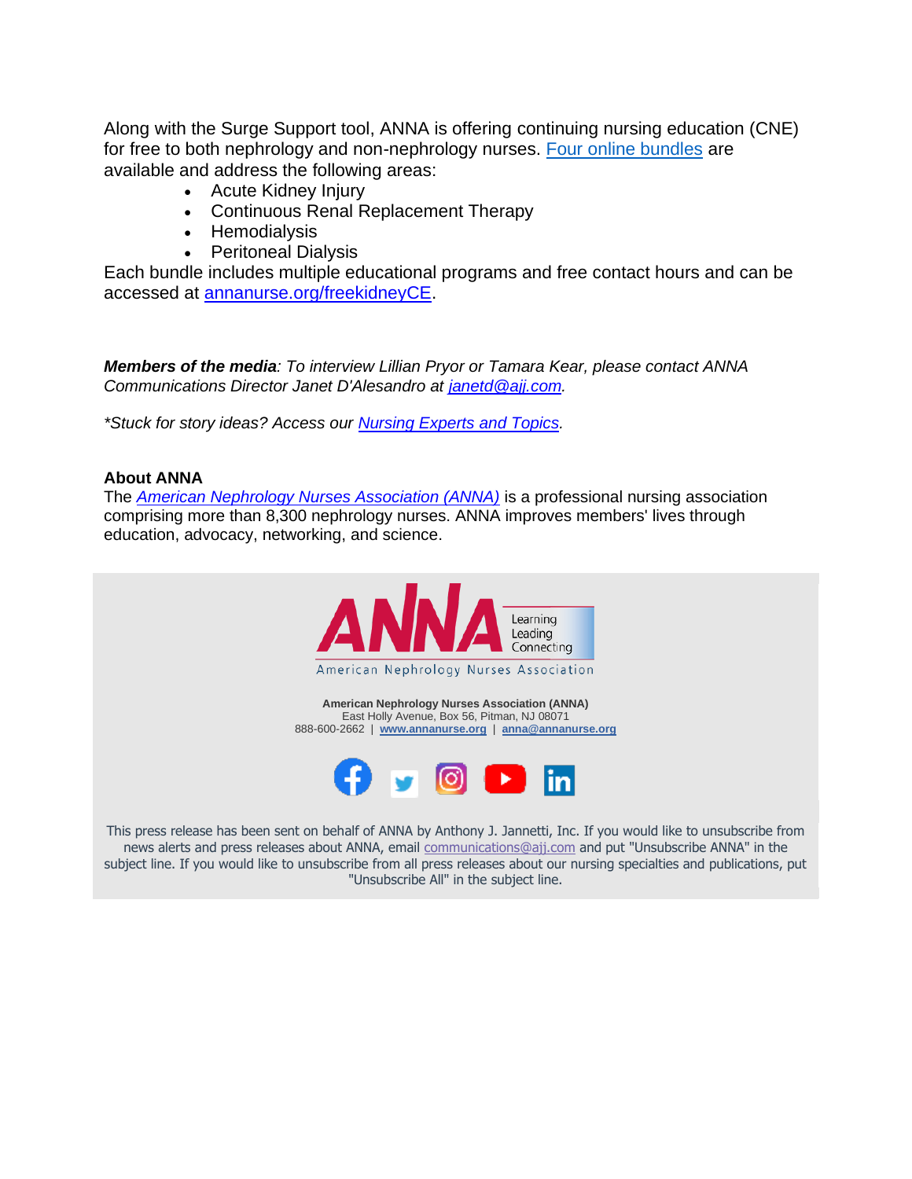Along with the Surge Support tool, ANNA is offering continuing nursing education (CNE) for free to both nephrology and non-nephrology nurses. Four online bundles are available and address the following areas:

- Acute Kidney Injury
- Continuous Renal Replacement Therapy
- Hemodialysis
- Peritoneal Dialysis

Each bundle includes multiple educational programs and free contact hours and can be accessed at annanurse.org/freekidneyCE.

***Members of the media****: To interview Lillian Pryor or Tamara Kear, please contact ANNA Communications Director Janet D'Alesandro at janetd@ajj.com.*

*\*Stuck for story ideas? Access our Nursing Experts and Topics.*

**About ANNA**

The *American Nephrology Nurses Association (ANNA)* is a professional nursing association comprising more than 8,300 nephrology nurses. ANNA improves members' lives through education, advocacy, networking, and science.

ANNA Learning Leading Connecting

American Nephrology Nurses Association

**American Nephrology Nurses Association (ANNA)**
East Holly Avenue, Box 56, Pitman, NJ 08071
888-600-2662 | **www.annanurse.org** | **anna@annanurse.org**

This press release has been sent on behalf of ANNA by Anthony J. Jannetti, Inc. If you would like to unsubscribe from news alerts and press releases about ANNA, email communications@ajj.com and put "Unsubscribe ANNA" in the subject line. If you would like to unsubscribe from all press releases about our nursing specialties and publications, put "Unsubscribe All" in the subject line.